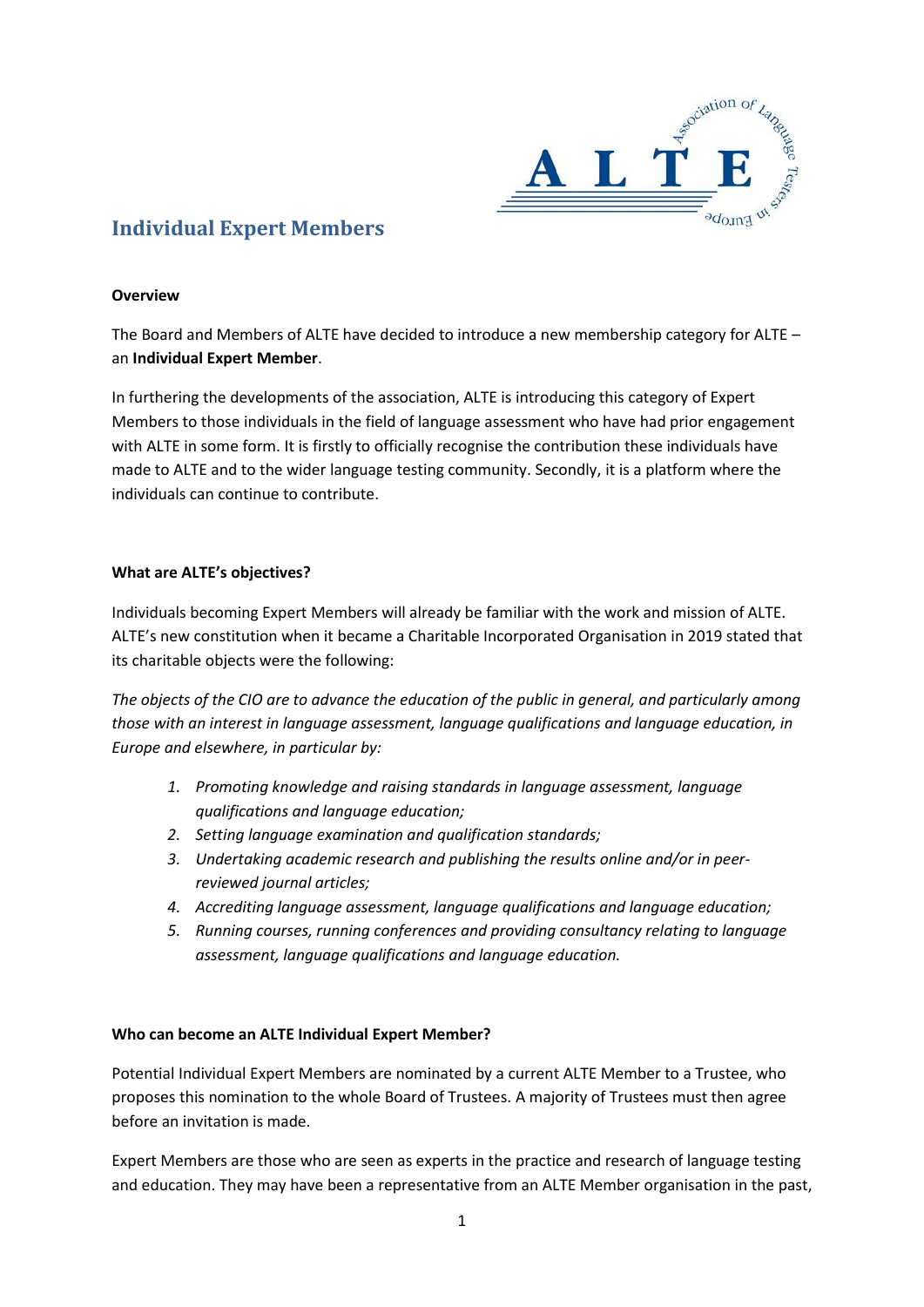# Individual Expert Members

**Overview**

The Board and Members of ALTE have decided to introduce a new membership category for ALTE – an **Individual Expert Member**.

In furthering the developments of the association, ALTE is introducing this category of Expert Members to those individuals in the field of language assessment who have had prior engagement with ALTE in some form. It is firstly to officially recognise the contribution these individuals have made to ALTE and to the wider language testing community. Secondly, it is a platform where the individuals can continue to contribute.

**What are ALTE's objectives?**

Individuals becoming Expert Members will already be familiar with the work and mission of ALTE. ALTE's new constitution when it became a Charitable Incorporated Organisation in 2019 stated that its charitable objects were the following:

*The objects of the CIO are to advance the education of the public in general, and particularly among those with an interest in language assessment, language qualifications and language education, in Europe and elsewhere, in particular by:*

1. *Promoting knowledge and raising standards in language assessment, language qualifications and language education;*
2. *Setting language examination and qualification standards;*
3. *Undertaking academic research and publishing the results online and/or in peer-reviewed journal articles;*
4. *Accrediting language assessment, language qualifications and language education;*
5. *Running courses, running conferences and providing consultancy relating to language assessment, language qualifications and language education.*

**Who can become an ALTE Individual Expert Member?**

Potential Individual Expert Members are nominated by a current ALTE Member to a Trustee, who proposes this nomination to the whole Board of Trustees. A majority of Trustees must then agree before an invitation is made.

Expert Members are those who are seen as experts in the practice and research of language testing and education. They may have been a representative from an ALTE Member organisation in the past,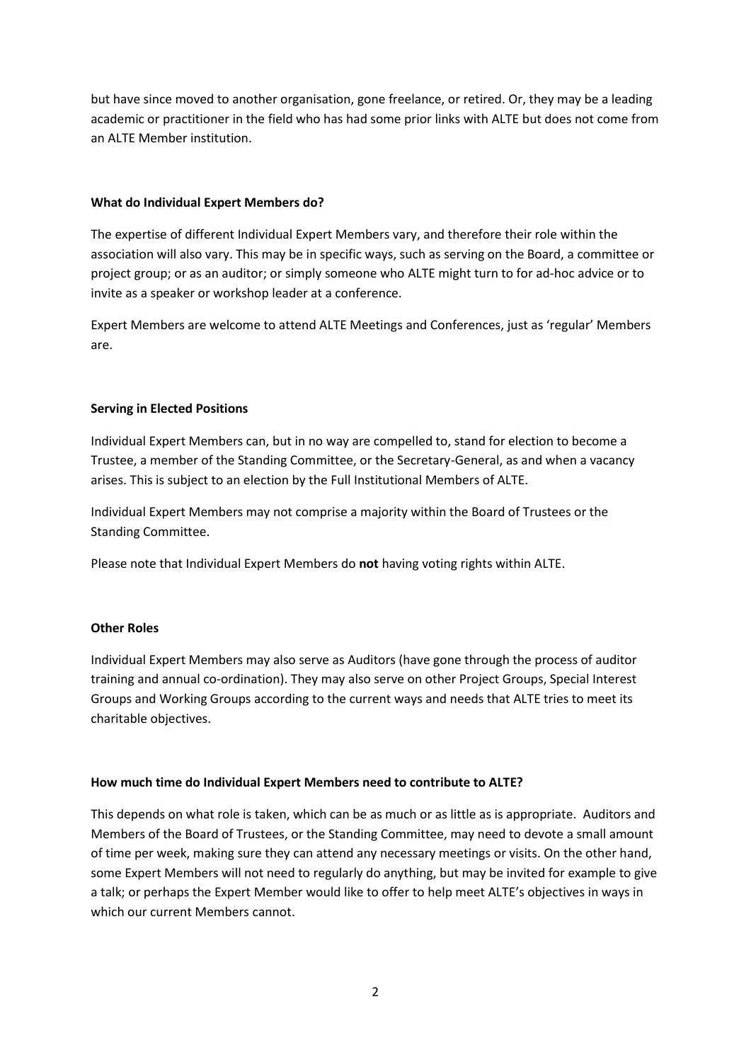but have since moved to another organisation, gone freelance, or retired. Or, they may be a leading academic or practitioner in the field who has had some prior links with ALTE but does not come from an ALTE Member institution.

**What do Individual Expert Members do?**

The expertise of different Individual Expert Members vary, and therefore their role within the association will also vary. This may be in specific ways, such as serving on the Board, a committee or project group; or as an auditor; or simply someone who ALTE might turn to for ad-hoc advice or to invite as a speaker or workshop leader at a conference.

Expert Members are welcome to attend ALTE Meetings and Conferences, just as 'regular' Members are.

**Serving in Elected Positions**

Individual Expert Members can, but in no way are compelled to, stand for election to become a Trustee, a member of the Standing Committee, or the Secretary-General, as and when a vacancy arises. This is subject to an election by the Full Institutional Members of ALTE.

Individual Expert Members may not comprise a majority within the Board of Trustees or the Standing Committee.

Please note that Individual Expert Members do **not** having voting rights within ALTE.

**Other Roles**

Individual Expert Members may also serve as Auditors (have gone through the process of auditor training and annual co-ordination). They may also serve on other Project Groups, Special Interest Groups and Working Groups according to the current ways and needs that ALTE tries to meet its charitable objectives.

**How much time do Individual Expert Members need to contribute to ALTE?**

This depends on what role is taken, which can be as much or as little as is appropriate. Auditors and Members of the Board of Trustees, or the Standing Committee, may need to devote a small amount of time per week, making sure they can attend any necessary meetings or visits. On the other hand, some Expert Members will not need to regularly do anything, but may be invited for example to give a talk; or perhaps the Expert Member would like to offer to help meet ALTE's objectives in ways in which our current Members cannot.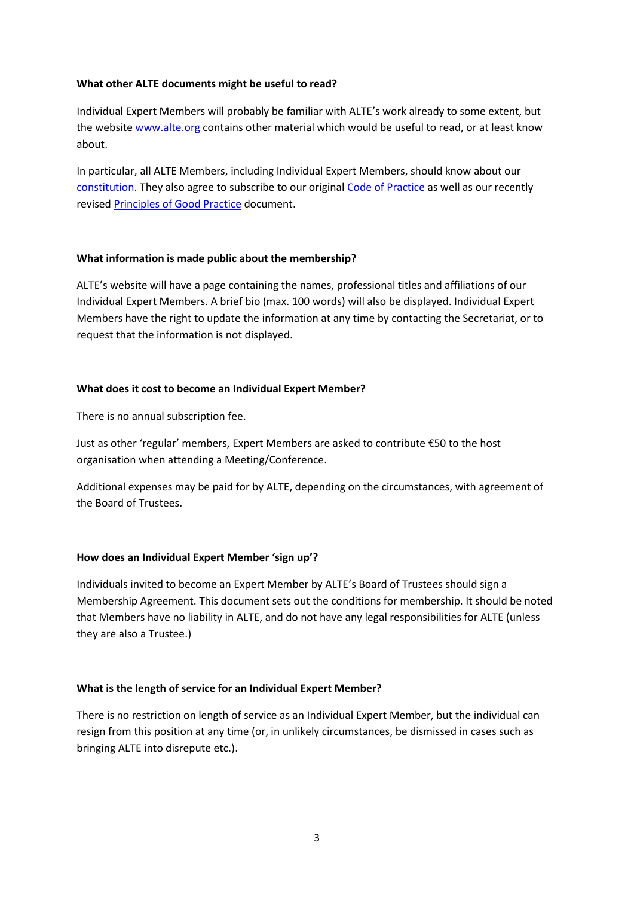**What other ALTE documents might be useful to read?**

Individual Expert Members will probably be familiar with ALTE's work already to some extent, but the website www.alte.org contains other material which would be useful to read, or at least know about.

In particular, all ALTE Members, including Individual Expert Members, should know about our constitution. They also agree to subscribe to our original Code of Practice as well as our recently revised Principles of Good Practice document.

**What information is made public about the membership?**

ALTE's website will have a page containing the names, professional titles and affiliations of our Individual Expert Members. A brief bio (max. 100 words) will also be displayed. Individual Expert Members have the right to update the information at any time by contacting the Secretariat, or to request that the information is not displayed.

**What does it cost to become an Individual Expert Member?**

There is no annual subscription fee.

Just as other 'regular' members, Expert Members are asked to contribute €50 to the host organisation when attending a Meeting/Conference.

Additional expenses may be paid for by ALTE, depending on the circumstances, with agreement of the Board of Trustees.

**How does an Individual Expert Member 'sign up'?**

Individuals invited to become an Expert Member by ALTE's Board of Trustees should sign a Membership Agreement. This document sets out the conditions for membership. It should be noted that Members have no liability in ALTE, and do not have any legal responsibilities for ALTE (unless they are also a Trustee.)

**What is the length of service for an Individual Expert Member?**

There is no restriction on length of service as an Individual Expert Member, but the individual can resign from this position at any time (or, in unlikely circumstances, be dismissed in cases such as bringing ALTE into disrepute etc.).